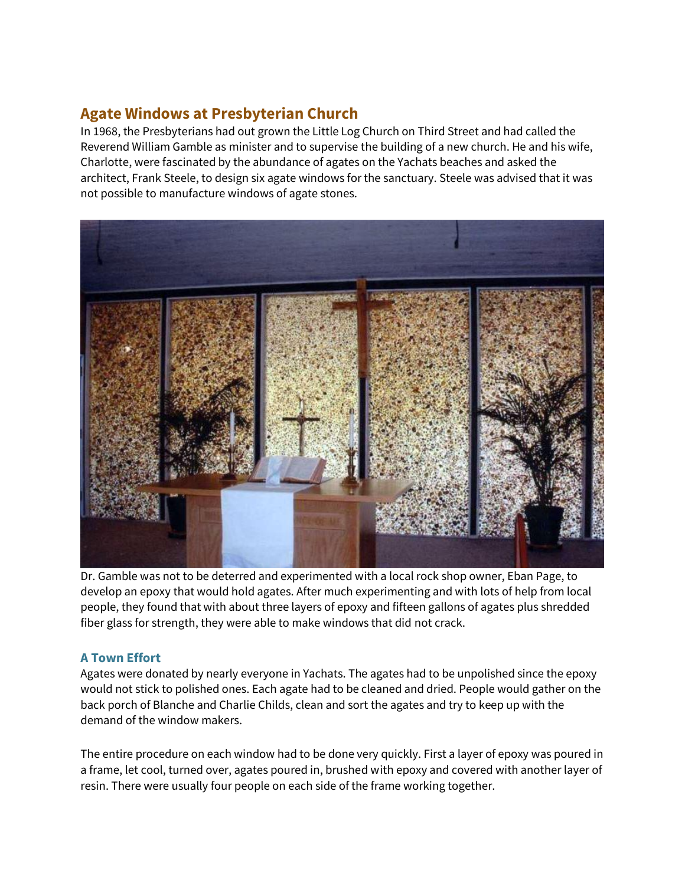## Agate Windows at Presbyterian Church

In 1968, the Presbyterians had out grown the Little Log Church on Third Street and had called the Reverend William Gamble as minister and to supervise the building of a new church. He and his wife, Charlotte, were fascinated by the abundance of agates on the Yachats beaches and asked the architect, Frank Steele, to design six agate windows for the sanctuary. Steele was advised that it was not possible to manufacture windows of agate stones.

Dr. Gamble was not to be deterred and experimented with a local rock shop owner, Eban Page, to develop an epoxy that would hold agates. After much experimenting and with lots of help from local people, they found that with about three layers of epoxy and fifteen gallons of agates plus shredded fiber glass for strength, they were able to make windows that did not crack.

### A Town Effort

Agates were donated by nearly everyone in Yachats. The agates had to be unpolished since the epoxy would not stick to polished ones. Each agate had to be cleaned and dried. People would gather on the back porch of Blanche and Charlie Childs, clean and sort the agates and try to keep up with the demand of the window makers.

The entire procedure on each window had to be done very quickly. First a layer of epoxy was poured in a frame, let cool, turned over, agates poured in, brushed with epoxy and covered with another layer of resin. There were usually four people on each side of the frame working together.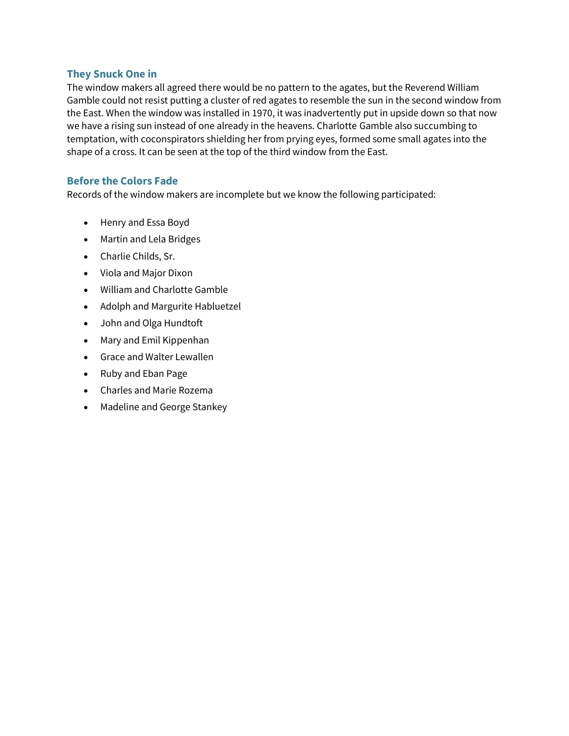### They Snuck One in

The window makers all agreed there would be no pattern to the agates, but the Reverend William Gamble could not resist putting a cluster of red agates to resemble the sun in the second window from the East. When the window was installed in 1970, it was inadvertently put in upside down so that now we have a rising sun instead of one already in the heavens. Charlotte Gamble also succumbing to temptation, with coconspirators shielding her from prying eyes, formed some small agates into the shape of a cross. It can be seen at the top of the third window from the East.

### Before the Colors Fade

Records of the window makers are incomplete but we know the following participated:

- Henry and Essa Boyd
- Martin and Lela Bridges
- Charlie Childs, Sr.
- Viola and Major Dixon
- William and Charlotte Gamble
- Adolph and Margurite Habluetzel
- John and Olga Hundtoft
- Mary and Emil Kippenhan
- Grace and Walter Lewallen
- Ruby and Eban Page
- Charles and Marie Rozema
- Madeline and George Stankey